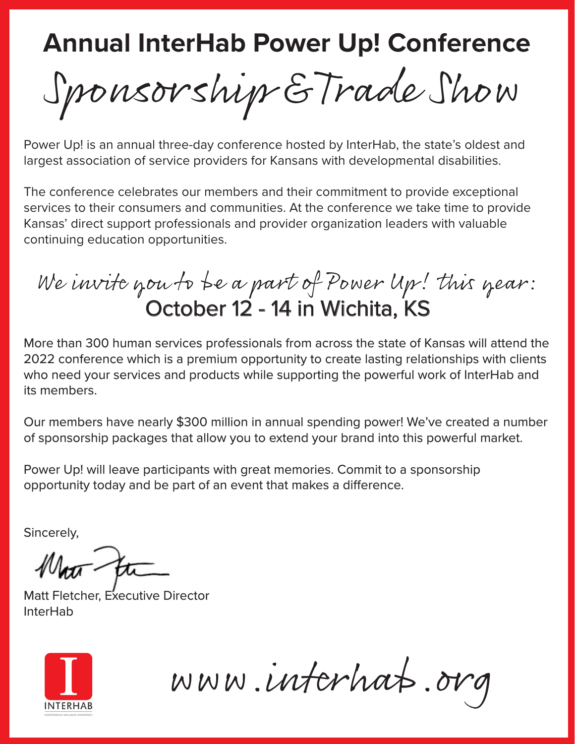# Annual InterHab Power Up! Conference

## Sponsorship & Trade Show

Power Up! is an annual three-day conference hosted by InterHab, the state's oldest and largest association of service providers for Kansans with developmental disabilities.

The conference celebrates our members and their commitment to provide exceptional services to their consumers and communities. At the conference we take time to provide Kansas' direct support professionals and provider organization leaders with valuable continuing education opportunities.

*We invite you to be a part of Power Up! this year:*

**October 12 - 14 in Wichita, KS**

More than 300 human services professionals from across the state of Kansas will attend the 2022 conference which is a premium opportunity to create lasting relationships with clients who need your services and products while supporting the powerful work of InterHab and its members.

Our members have nearly $300 million in annual spending power! We've created a number of sponsorship packages that allow you to extend your brand into this powerful market.

Power Up! will leave participants with great memories. Commit to a sponsorship opportunity today and be part of an event that makes a difference.

Sincerely,

Matt Fletcher, Executive Director
InterHab

INTERHAB

www.interhab.org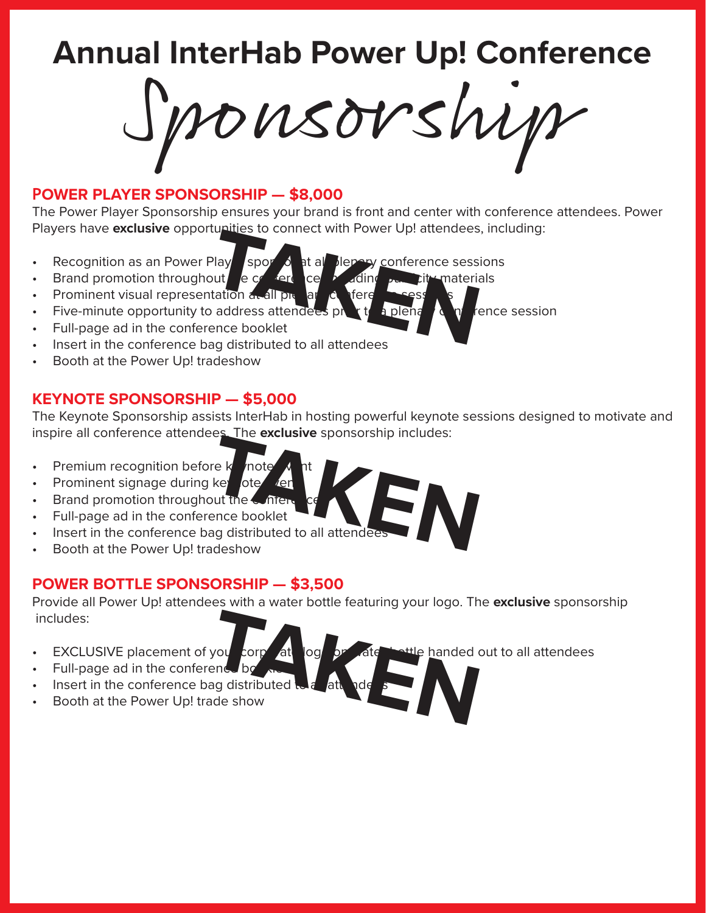# Annual InterHab Power Up! Conference

# Sponsorship

## POWER PLAYER SPONSORSHIP — $8,000

The Power Player Sponsorship ensures your brand is front and center with conference attendees. Power Players have **exclusive** opportunities to connect with Power Up! attendees, including:

**TAKEN**

- Recognition as an Power Player sponsor at all plenary conference sessions
- Brand promotion throughout the conference, including publicity materials
- Prominent visual representation at all plenary conference sessions
- Five-minute opportunity to address attendees prior to a plenary conference session
- Full-page ad in the conference booklet
- Insert in the conference bag distributed to all attendees
- Booth at the Power Up! tradeshow

## KEYNOTE SPONSORSHIP — $5,000

The Keynote Sponsorship assists InterHab in hosting powerful keynote sessions designed to motivate and inspire all conference attendees. The **exclusive** sponsorship includes:

**TAKEN**

- Premium recognition before keynote event
- Prominent signage during keynote event
- Brand promotion throughout the conference
- Full-page ad in the conference booklet
- Insert in the conference bag distributed to all attendees
- Booth at the Power Up! tradeshow

## POWER BOTTLE SPONSORSHIP — $3,500

Provide all Power Up! attendees with a water bottle featuring your logo. The **exclusive** sponsorship includes:

**TAKEN**

- EXCLUSIVE placement of your corporate logo on water bottle handed out to all attendees
- Full-page ad in the conference booklet
- Insert in the conference bag distributed to all attendees
- Booth at the Power Up! trade show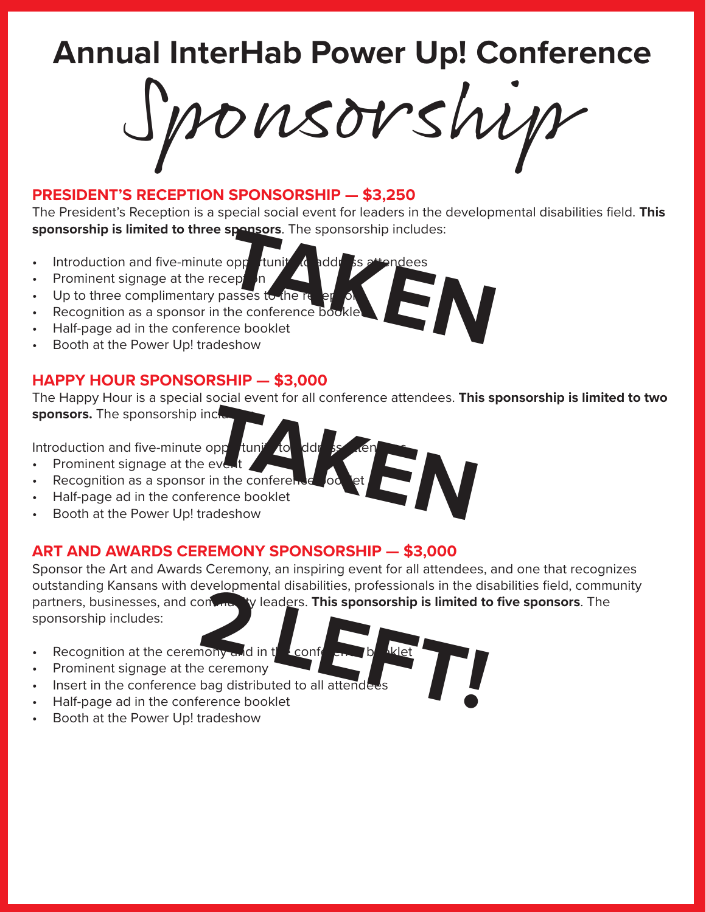# Annual InterHab Power Up! Conference

# Sponsorship

## PRESIDENT'S RECEPTION SPONSORSHIP — $3,250

The President's Reception is a special social event for leaders in the developmental disabilities field. **This sponsorship is limited to three sponsors**. The sponsorship includes:

- Introduction and five-minute opportunity to address attendees
- Prominent signage at the reception
- Up to three complimentary passes to the reception
- Recognition as a sponsor in the conference booklet
- Half-page ad in the conference booklet
- Booth at the Power Up! tradeshow

**TAKEN**

## HAPPY HOUR SPONSORSHIP — $3,000

The Happy Hour is a special social event for all conference attendees. **This sponsorship is limited to two sponsors.** The sponsorship includes:

Introduction and five-minute opportunity to address attendees

- Prominent signage at the event
- Recognition as a sponsor in the conference booklet
- Half-page ad in the conference booklet
- Booth at the Power Up! tradeshow

**TAKEN**

## ART AND AWARDS CEREMONY SPONSORSHIP — $3,000

Sponsor the Art and Awards Ceremony, an inspiring event for all attendees, and one that recognizes outstanding Kansans with developmental disabilities, professionals in the disabilities field, community partners, businesses, and community leaders. **This sponsorship is limited to five sponsors**. The sponsorship includes:

- Recognition at the ceremony and in the conference booklet
- Prominent signage at the ceremony
- Insert in the conference bag distributed to all attendees
- Half-page ad in the conference booklet
- Booth at the Power Up! tradeshow

**2 LEFT!**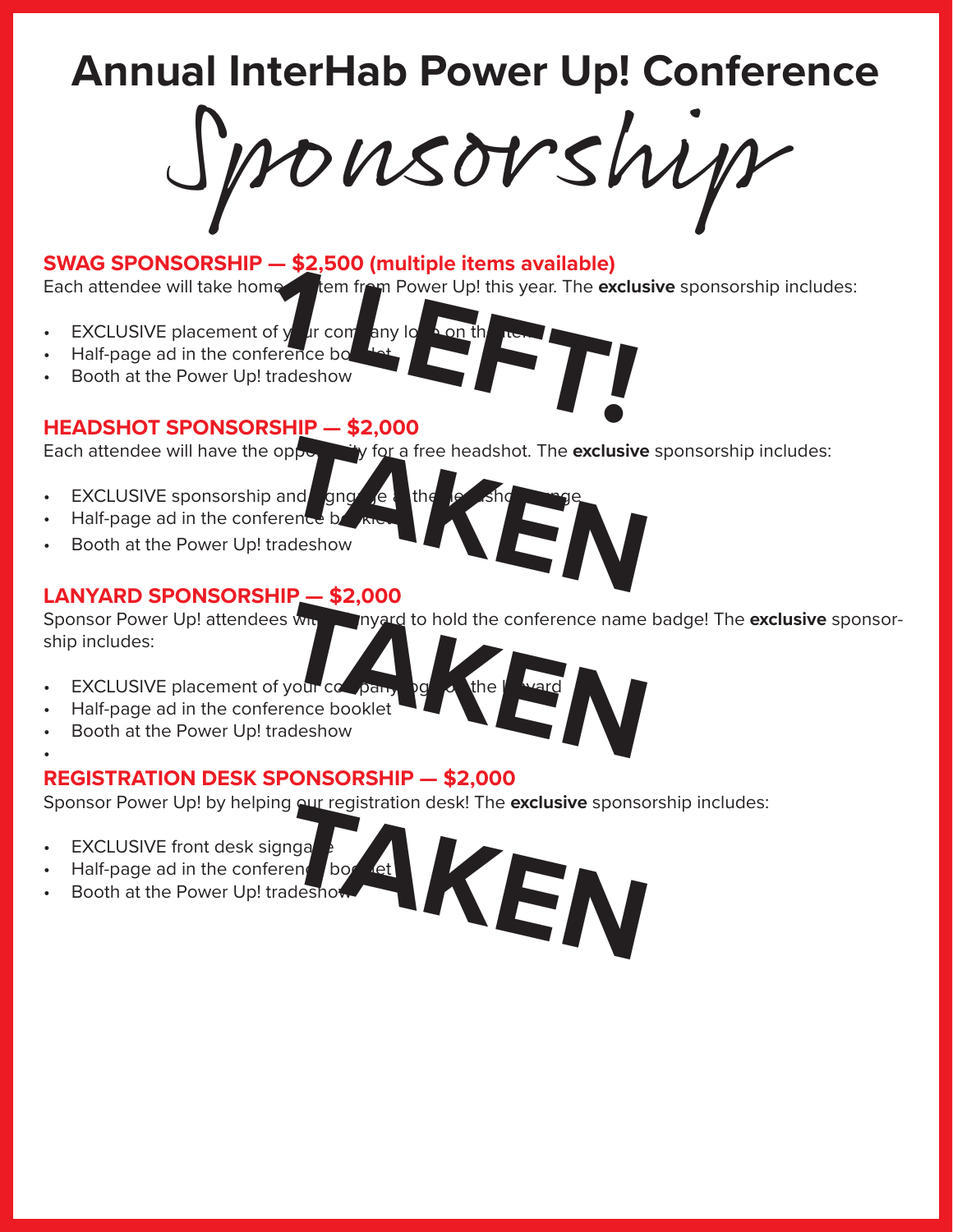# Annual InterHab Power Up! Conference

# Sponsorship

## SWAG SPONSORSHIP — $2,500 (multiple items available)

**1 LEFT!**

Each attendee will take home an item from Power Up! this year. The **exclusive** sponsorship includes:

- EXCLUSIVE placement of your company logo on the item
- Half-page ad in the conference booklet
- Booth at the Power Up! tradeshow

## HEADSHOT SPONSORSHIP — $2,000

**TAKEN**

Each attendee will have the opportunity for a free headshot. The **exclusive** sponsorship includes:

- EXCLUSIVE sponsorship and signage at the headshot lounge
- Half-page ad in the conference booklet
- Booth at the Power Up! tradeshow

## LANYARD SPONSORSHIP — $2,000

**TAKEN**

Sponsor Power Up! attendees with a lanyard to hold the conference name badge! The **exclusive** sponsorship includes:

- EXCLUSIVE placement of your company logo on the lanyard
- Half-page ad in the conference booklet
- Booth at the Power Up! tradeshow

## REGISTRATION DESK SPONSORSHIP — $2,000

**TAKEN**

Sponsor Power Up! by helping our registration desk! The **exclusive** sponsorship includes:

- EXCLUSIVE front desk signage
- Half-page ad in the conference booklet
- Booth at the Power Up! tradeshow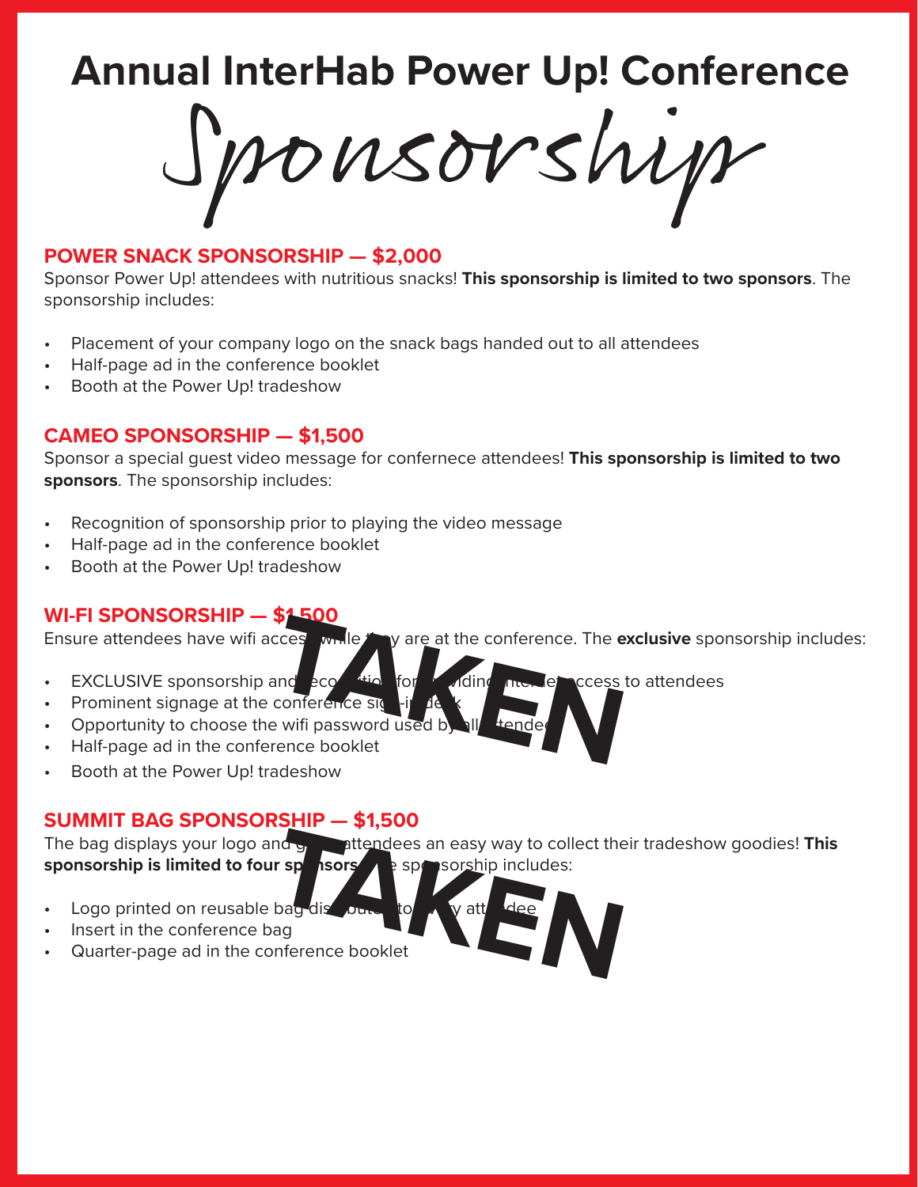# Annual InterHab Power Up! Conference

# Sponsorship

## POWER SNACK SPONSORSHIP — $2,000

Sponsor Power Up! attendees with nutritious snacks! **This sponsorship is limited to two sponsors**. The sponsorship includes:

- Placement of your company logo on the snack bags handed out to all attendees
- Half-page ad in the conference booklet
- Booth at the Power Up! tradeshow

## CAMEO SPONSORSHIP — $1,500

Sponsor a special guest video message for confernece attendees! **This sponsorship is limited to two sponsors**. The sponsorship includes:

- Recognition of sponsorship prior to playing the video message
- Half-page ad in the conference booklet
- Booth at the Power Up! tradeshow

## WI-FI SPONSORSHIP — $1,500

**TAKEN**

Ensure attendees have wifi access while they are at the conference. The **exclusive** sponsorship includes:

- EXCLUSIVE sponsorship and recognition for providing internet access to attendees
- Prominent signage at the conference sign-in desk
- Opportunity to choose the wifi password used by all attendees
- Half-page ad in the conference booklet
- Booth at the Power Up! tradeshow

## SUMMIT BAG SPONSORSHIP — $1,500

**TAKEN**

The bag displays your logo and gives attendees an easy way to collect their tradeshow goodies! **This sponsorship is limited to four sponsors**. The sponsorship includes:

- Logo printed on reusable bag distributed to every attendee
- Insert in the conference bag
- Quarter-page ad in the conference booklet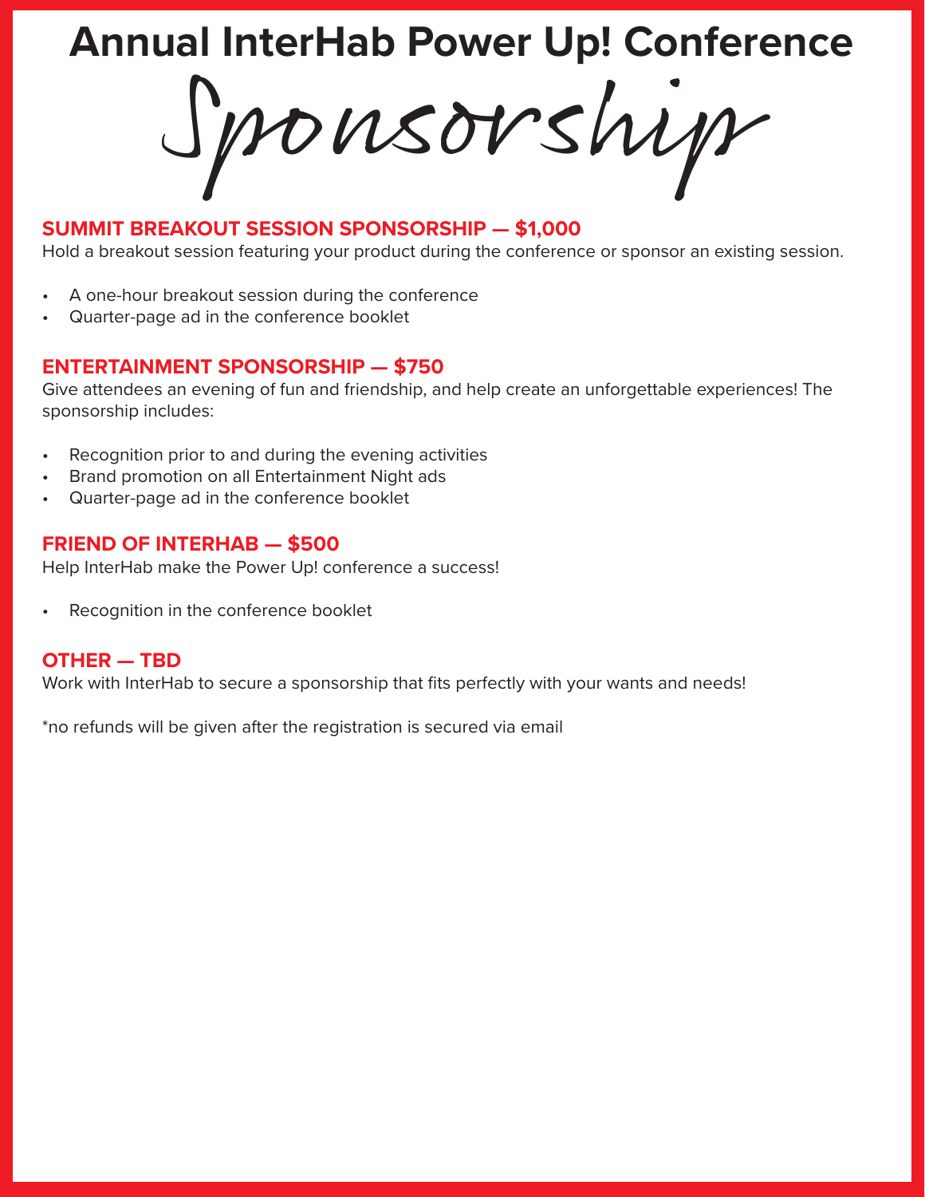# Annual InterHab Power Up! Conference

# Sponsorship

## SUMMIT BREAKOUT SESSION SPONSORSHIP — $1,000

Hold a breakout session featuring your product during the conference or sponsor an existing session.

- A one-hour breakout session during the conference
- Quarter-page ad in the conference booklet

## ENTERTAINMENT SPONSORSHIP — $750

Give attendees an evening of fun and friendship, and help create an unforgettable experiences! The sponsorship includes:

- Recognition prior to and during the evening activities
- Brand promotion on all Entertainment Night ads
- Quarter-page ad in the conference booklet

## FRIEND OF INTERHAB — $500

Help InterHab make the Power Up! conference a success!

- Recognition in the conference booklet

## OTHER — TBD

Work with InterHab to secure a sponsorship that fits perfectly with your wants and needs!

*no refunds will be given after the registration is secured via email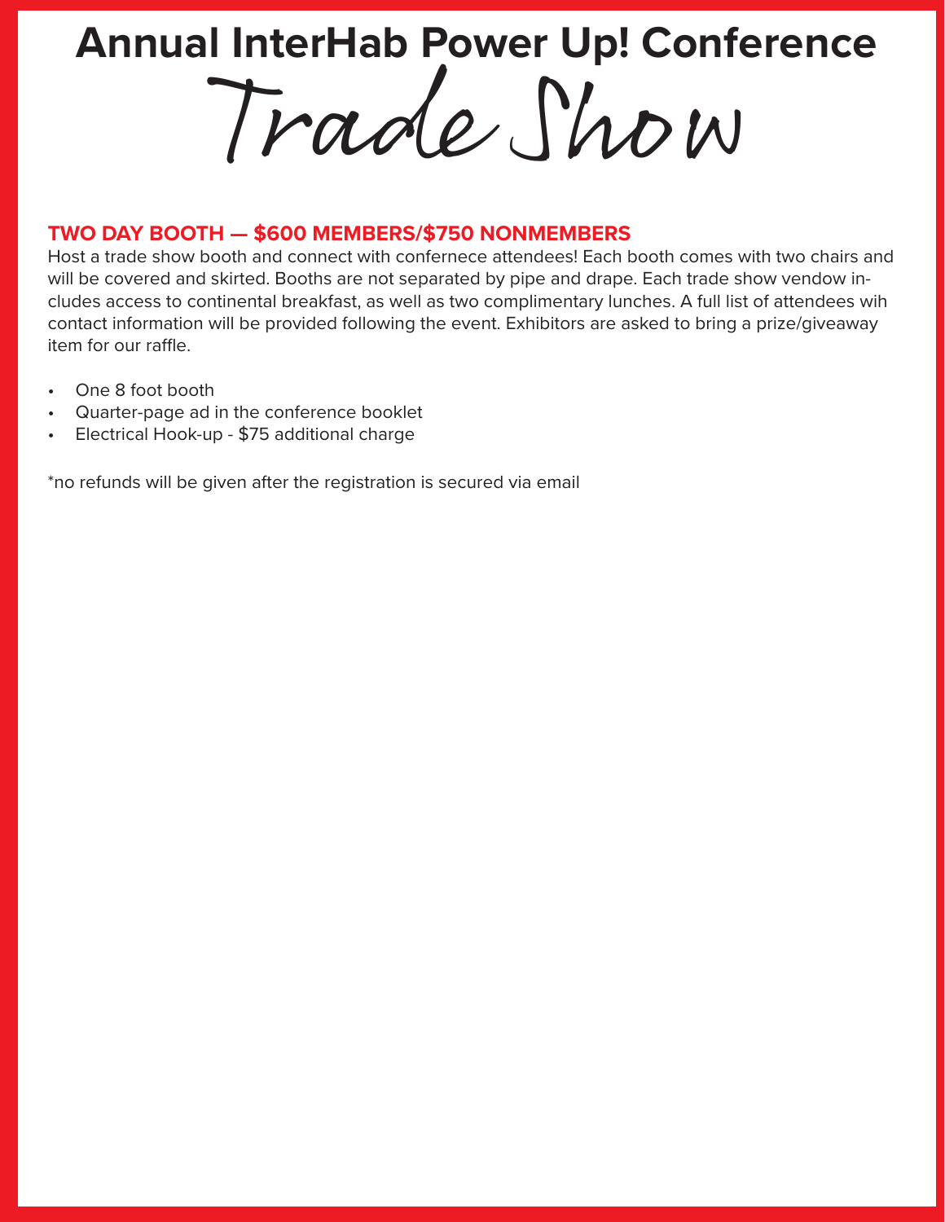# Annual InterHab Power Up! Conference

# Trade Show

## TWO DAY BOOTH — $600 MEMBERS/$750 NONMEMBERS

Host a trade show booth and connect with confernece attendees! Each booth comes with two chairs and will be covered and skirted. Booths are not separated by pipe and drape. Each trade show vendow includes access to continental breakfast, as well as two complimentary lunches. A full list of attendees wih contact information will be provided following the event. Exhibitors are asked to bring a prize/giveaway item for our raffle.

- One 8 foot booth
- Quarter-page ad in the conference booklet
- Electrical Hook-up - $75 additional charge

*no refunds will be given after the registration is secured via email